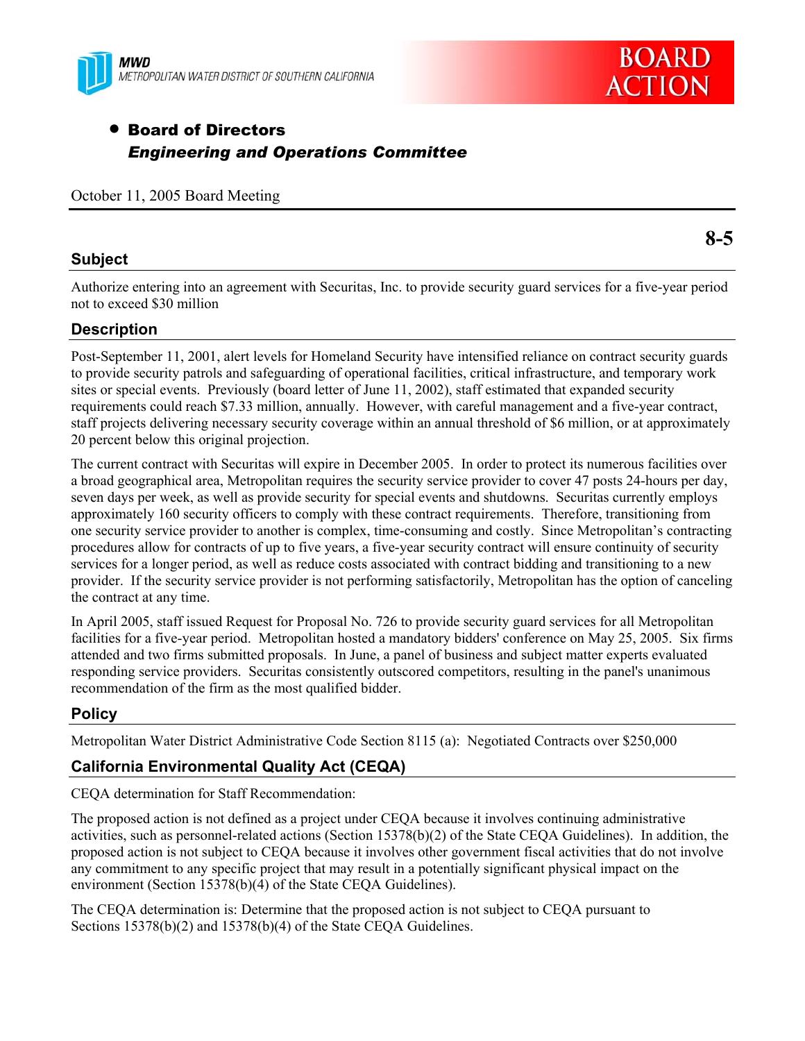MWD
METROPOLITAN WATER DISTRICT OF SOUTHERN CALIFORNIA

BOARD ACTION

- **Board of Directors**
  ***Engineering and Operations Committee***

October 11, 2005 Board Meeting

**8-5**

## Subject

Authorize entering into an agreement with Securitas, Inc. to provide security guard services for a five-year period not to exceed $30 million

## Description

Post-September 11, 2001, alert levels for Homeland Security have intensified reliance on contract security guards to provide security patrols and safeguarding of operational facilities, critical infrastructure, and temporary work sites or special events. Previously (board letter of June 11, 2002), staff estimated that expanded security requirements could reach $7.33 million, annually. However, with careful management and a five-year contract, staff projects delivering necessary security coverage within an annual threshold of $6 million, or at approximately 20 percent below this original projection.

The current contract with Securitas will expire in December 2005. In order to protect its numerous facilities over a broad geographical area, Metropolitan requires the security service provider to cover 47 posts 24-hours per day, seven days per week, as well as provide security for special events and shutdowns. Securitas currently employs approximately 160 security officers to comply with these contract requirements. Therefore, transitioning from one security service provider to another is complex, time-consuming and costly. Since Metropolitan's contracting procedures allow for contracts of up to five years, a five-year security contract will ensure continuity of security services for a longer period, as well as reduce costs associated with contract bidding and transitioning to a new provider. If the security service provider is not performing satisfactorily, Metropolitan has the option of canceling the contract at any time.

In April 2005, staff issued Request for Proposal No. 726 to provide security guard services for all Metropolitan facilities for a five-year period. Metropolitan hosted a mandatory bidders' conference on May 25, 2005. Six firms attended and two firms submitted proposals. In June, a panel of business and subject matter experts evaluated responding service providers. Securitas consistently outscored competitors, resulting in the panel's unanimous recommendation of the firm as the most qualified bidder.

## Policy

Metropolitan Water District Administrative Code Section 8115 (a): Negotiated Contracts over $250,000

## California Environmental Quality Act (CEQA)

CEQA determination for Staff Recommendation:

The proposed action is not defined as a project under CEQA because it involves continuing administrative activities, such as personnel-related actions (Section 15378(b)(2) of the State CEQA Guidelines). In addition, the proposed action is not subject to CEQA because it involves other government fiscal activities that do not involve any commitment to any specific project that may result in a potentially significant physical impact on the environment (Section 15378(b)(4) of the State CEQA Guidelines).

The CEQA determination is: Determine that the proposed action is not subject to CEQA pursuant to Sections 15378(b)(2) and 15378(b)(4) of the State CEQA Guidelines.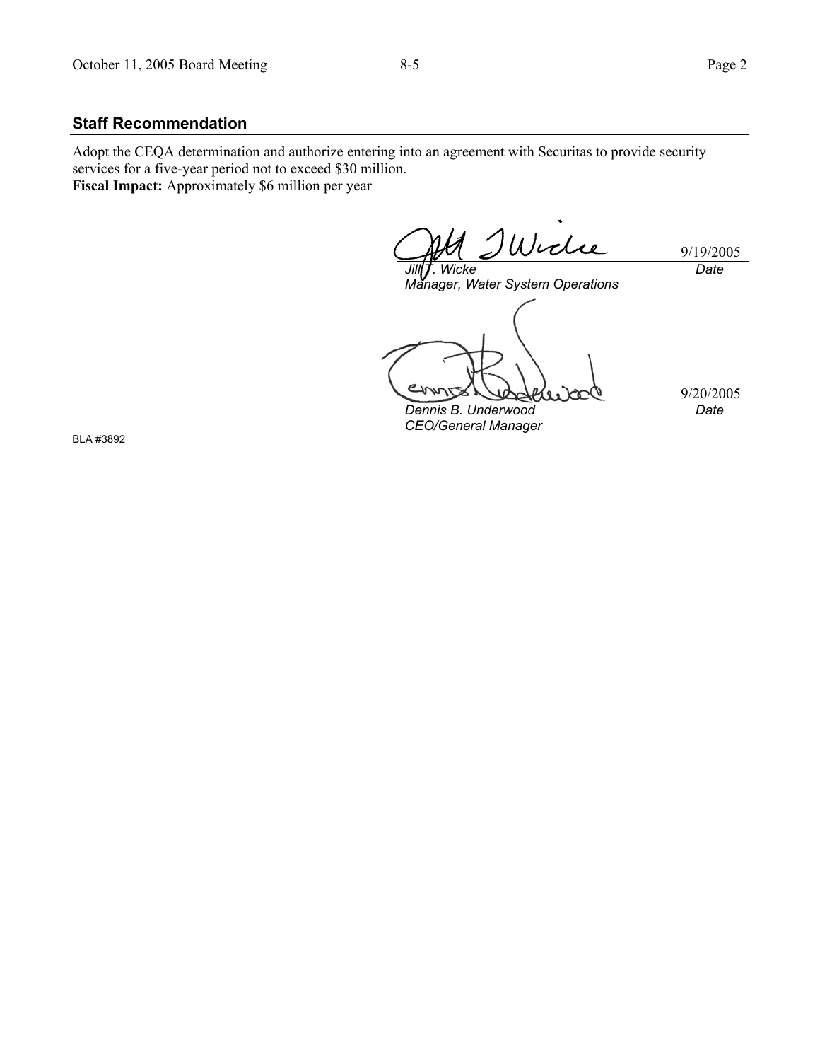## Staff Recommendation

Adopt the CEQA determination and authorize entering into an agreement with Securitas to provide security services for a five-year period not to exceed $30 million.
**Fiscal Impact:** Approximately $6 million per year

| | |
|---|---|
| *Jill T. Wicke*<br>*Manager, Water System Operations* | 9/19/2005<br>*Date* |
| *Dennis B. Underwood*<br>*CEO/General Manager* | 9/20/2005<br>*Date* |

BLA #3892